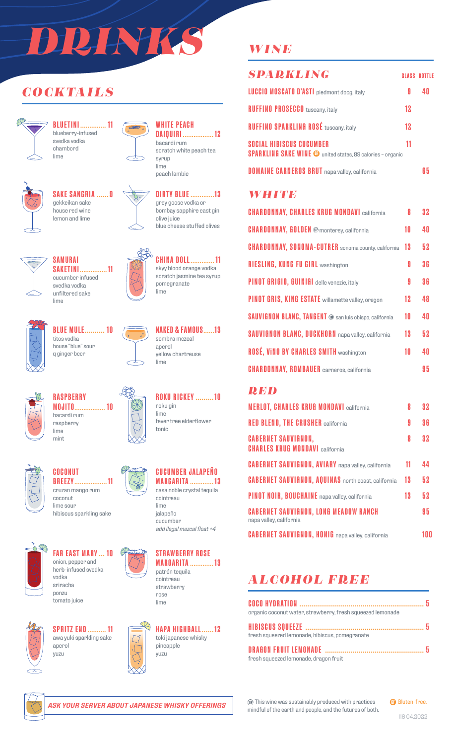# DRINKS

## COCKTAILS

**BLUETINI** .............. 11
blueberry-infused svedka vodka
chambord
lime

**WHITE PEACH DAIQUIRI** ................. 12
bacardi rum
scratch white peach tea syrup
lime
peach lambic

**SAKE SANGRIA** ...... 9
gekkeikan sake
house red wine
lemon and lime

**DIRTY BLUE** ............. 13
grey goose vodka or bombay sapphire east gin
olive juice
blue cheese stuffed olives

**SAMURAI SAKETINI** ............... 11
cucumber infused svedka vodka
unfiltered sake
lime

**CHINA DOLL** ............. 11
skyy blood orange vodka
scratch jasmine tea syrup
pomegranate
lime

**BLUE MULE** .......... 10
titos vodka
house "blue" sour
q ginger beer

**NAKED & FAMOUS** ...... 13
sombra mezcal
aperol
yellow chartreuse
lime

**RASPBERRY MOJITO** ................. 10
bacardi rum
raspberry
lime
mint

**ROKU RICKEY** ......... 10
roku gin
lime
fever tree elderflower tonic

**COCONUT BREEZY** .................. 11
cruzan mango rum
coconut
lime sour
hibiscus sparkling sake

**CUCUMBER JALAPEÑO MARGARITA** ............. 13
casa noble crystal tequila
cointreau
lime
jalapeño
cucumber
*add ilegal mezcal float +4*

**FAR EAST MARY** ... 10
onion, pepper and herb-infused svedka vodka
sriracha
ponzu
tomato juice

**STRAWBERRY ROSE MARGARITA** ............. 13
patrón tequila
cointreau
strawberry
rose
lime

**SPRITZ END** .......... 11
awa yuki sparkling sake
aperol
yuzu

**HAPA HIGHBALL** ...... 12
toki japanese whisky
pineapple
yuzu

***ASK YOUR SERVER ABOUT JAPANESE WHISKY OFFERINGS***

## WINE

### SPARKLING

| | GLASS | BOTTLE |
|---|---|---|
| **LUCCIO MOSCATO D'ASTI** piedmont docg, italy | 9 | 40 |
| **RUFFINO PROSECCO** tuscany, italy | 12 | |
| **RUFFINO SPARKLING ROSÉ** tuscany, italy | 12 | |
| **SOCIAL HIBISCUS CUCUMBER SPARKLING SAKE WINE** (GF) united states, 89 calories – organic | 11 | |
| **DOMAINE CARNEROS BRUT** napa valley, california | | 65 |

### WHITE

| | GLASS | BOTTLE |
|---|---|---|
| **CHARDONNAY, CHARLES KRUG MONDAVI** california | 8 | 32 |
| **CHARDONNAY, GOLDEN** (SP) monterey, california | 10 | 40 |
| **CHARDONNAY, SONOMA-CUTRER** sonoma county, california | 13 | 52 |
| **RIESLING, KUNG FU GIRL** washington | 9 | 36 |
| **PINOT GRIGIO, GUINIGI** delle venezie, italy | 9 | 36 |
| **PINOT GRIS, KING ESTATE** willamette valley, oregon | 12 | 48 |
| **SAUVIGNON BLANC, TANGENT** (SP) san luis obispo, california | 10 | 40 |
| **SAUVIGNON BLANC, DUCKHORN** napa valley, california | 13 | 52 |
| **ROSÉ, ViNO BY CHARLES SMITH** washington | 10 | 40 |
| **CHARDONNAY, ROMBAUER** carneros, california | | 95 |

### RED

| | GLASS | BOTTLE |
|---|---|---|
| **MERLOT, CHARLES KRUG MONDAVI** california | 8 | 32 |
| **RED BLEND, THE CRUSHER** california | 9 | 36 |
| **CABERNET SAUVIGNON, CHARLES KRUG MONDAVI** california | 8 | 32 |
| **CABERNET SAUVIGNON, AVIARY** napa valley, california | 11 | 44 |
| **CABERNET SAUVIGNON, AQUINAS** north coast, california | 13 | 52 |
| **PINOT NOIR, BOUCHAINE** napa valley, california | 13 | 52 |
| **CABERNET SAUVIGNON, LONG MEADOW RANCH** napa valley, california | | 95 |
| **CABERNET SAUVIGNON, HONIG** napa valley, california | | 100 |

## ALCOHOL FREE

**COCO HYDRATION** .............................................................. 5
organic coconut water, strawberry, fresh squeezed lemonade

**HIBISCUS SQUEEZE** ........................................................... 5
fresh squeezed lemonade, hibiscus, pomegranate

**DRAGON FRUIT LEMONADE** .................................................. 5
fresh squeezed lemonade, dragon fruit

(SP) This wine was sustainably produced with practices mindful of the earth and people, and the futures of both.

(GF) Gluten-free.

116 04.2022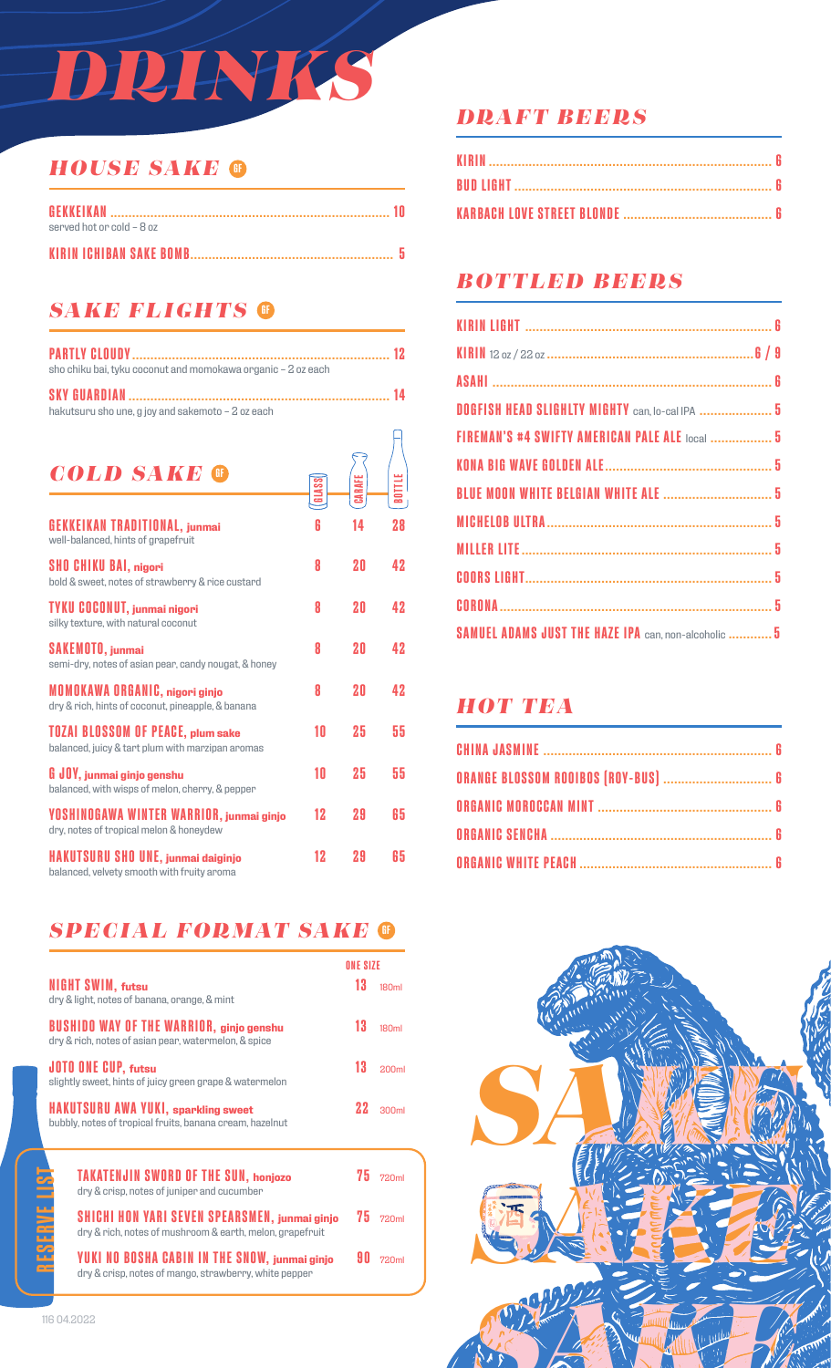# DRINKS

## HOUSE SAKE GF

**GEKKEIKAN** ............................................................................ 10
served hot or cold – 8 oz

**KIRIN ICHIBAN SAKE BOMB**...................................................... 5

## SAKE FLIGHTS GF

**PARTLY CLOUDY**...................................................................... 12
sho chiku bai, tyku coconut and momokawa organic – 2 oz each

**SKY GUARDIAN**...................................................................... 14
hakutsuru sho une, g joy and sakemoto – 2 oz each

## COLD SAKE GF

| | GLASS | CARAFE | BOTTLE |
|---|---|---|---|
| **GEKKEIKAN TRADITIONAL, junmai** well-balanced, hints of grapefruit | 6 | 14 | 28 |
| **SHO CHIKU BAI, nigori** bold & sweet, notes of strawberry & rice custard | 8 | 20 | 42 |
| **TYKU COCONUT, junmai nigori** silky texture, with natural coconut | 8 | 20 | 42 |
| **SAKEMOTO, junmai** semi-dry, notes of asian pear, candy nougat, & honey | 8 | 20 | 42 |
| **MOMOKAWA ORGANIC, nigori ginjo** dry & rich, hints of coconut, pineapple, & banana | 8 | 20 | 42 |
| **TOZAI BLOSSOM OF PEACE, plum sake** balanced, juicy & tart plum with marzipan aromas | 10 | 25 | 55 |
| **G JOY, junmai ginjo genshu** balanced, with wisps of melon, cherry, & pepper | 10 | 25 | 55 |
| **YOSHINOGAWA WINTER WARRIOR, junmai ginjo** dry, notes of tropical melon & honeydew | 12 | 29 | 65 |
| **HAKUTSURU SHO UNE, junmai daiginjo** balanced, velvety smooth with fruity aroma | 12 | 29 | 65 |

## SPECIAL FORMAT SAKE GF

| | ONE SIZE | |
|---|---|---|
| **NIGHT SWIM, futsu** dry & light, notes of banana, orange, & mint | 13 | 180ml |
| **BUSHIDO WAY OF THE WARRIOR, ginjo genshu** dry & rich, notes of asian pear, watermelon, & spice | 13 | 180ml |
| **JOTO ONE CUP, futsu** slightly sweet, hints of juicy green grape & watermelon | 13 | 200ml |
| **HAKUTSURU AWA YUKI, sparkling sweet** bubbly, notes of tropical fruits, banana cream, hazelnut | 22 | 300ml |

### RESERVE LIST

| | | |
|---|---|---|
| **TAKATENJIN SWORD OF THE SUN, honjozo** dry & crisp, notes of juniper and cucumber | 75 | 720ml |
| **SHICHI HON YARI SEVEN SPEARSMEN, junmai ginjo** dry & rich, notes of mushroom & earth, melon, grapefruit | 75 | 720ml |
| **YUKI NO BOSHA CABIN IN THE SNOW, junmai ginjo** dry & crisp, notes of mango, strawberry, white pepper | 90 | 720ml |

116 04.2022

## DRAFT BEERS

**KIRIN** .............................................................................. 6

**BUD LIGHT** ....................................................................... 6

**KARBACH LOVE STREET BLONDE** ......................................... 6

## BOTTLED BEERS

**KIRIN LIGHT** ..................................................................... 6

**KIRIN** 12 oz / 22 oz ......................................................... 6 / 9

**ASAHI** ............................................................................... 6

**DOGFISH HEAD SLIGHLTY MIGHTY** can, lo-cal IPA ..................... 5

**FIREMAN'S #4 SWIFTY AMERICAN PALE ALE** local ................. 5

**KONA BIG WAVE GOLDEN ALE**............................................... 5

**BLUE MOON WHITE BELGIAN WHITE ALE** .............................. 5

**MICHELOB ULTRA**............................................................... 5

**MILLER LITE**....................................................................... 5

**COORS LIGHT**..................................................................... 5

**CORONA**............................................................................. 5

**SAMUEL ADAMS JUST THE HAZE IPA** can, non-alcoholic ............ 5

## HOT TEA

**CHINA JASMINE** ................................................................ 6

**ORANGE BLOSSOM ROOIBOS (ROY-BUS)** .............................. 6

**ORGANIC MOROCCAN MINT** ................................................ 6

**ORGANIC SENCHA** ............................................................. 6

**ORGANIC WHITE PEACH** ..................................................... 6

SAKE SAKE SAKE